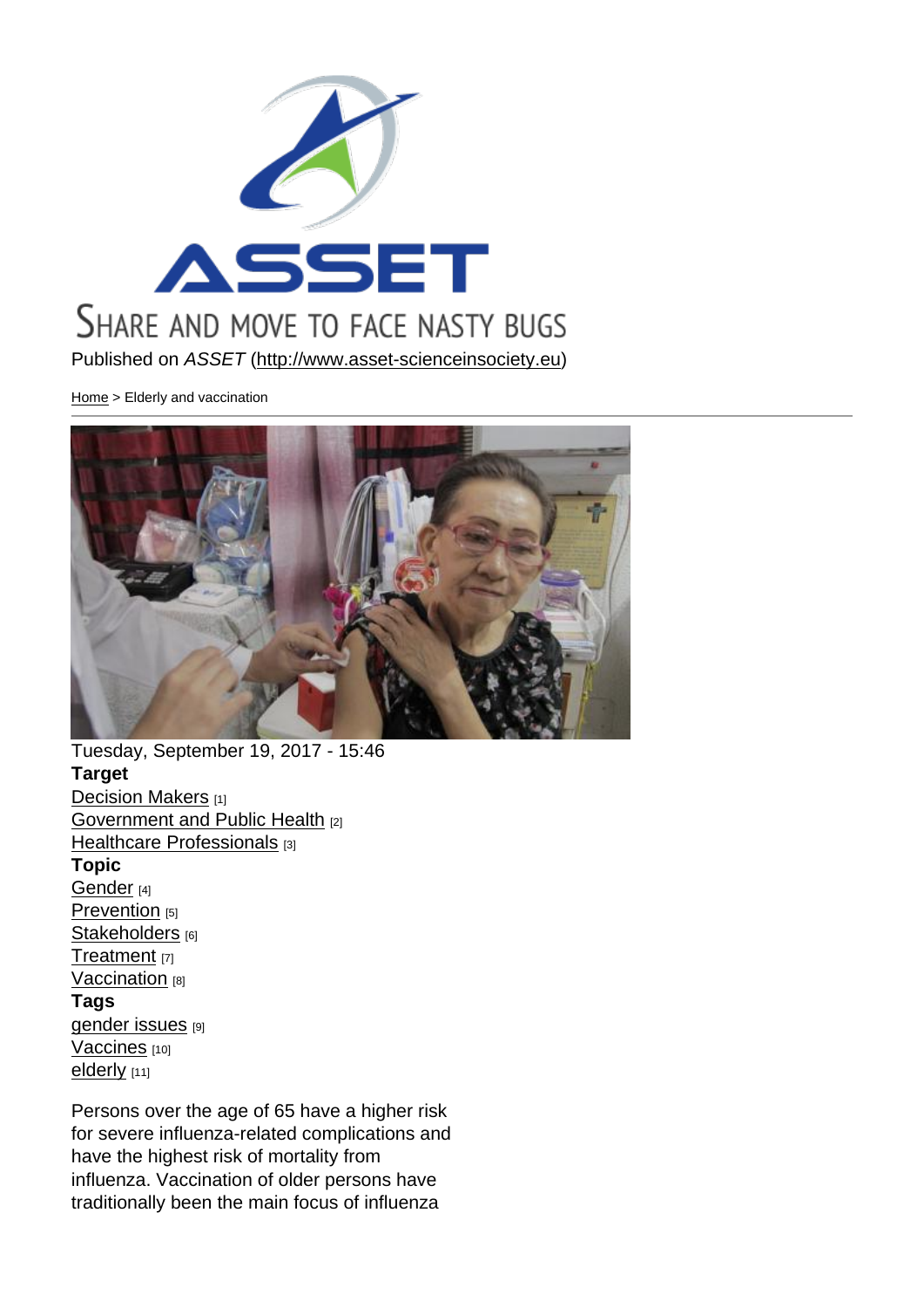SHARE AND MOVE TO FACE NASTY BUGS

Published on *ASSET* (http://www.asset-scienceinsociety.eu)

Home > Elderly and vaccination

Tuesday, September 19, 2017 - 15:46

**Target**

Decision Makers [1]
Government and Public Health [2]
Healthcare Professionals [3]

**Topic**

Gender [4]
Prevention [5]
Stakeholders [6]
Treatment [7]
Vaccination [8]

**Tags**

gender issues [9]
Vaccines [10]
elderly [11]

Persons over the age of 65 have a higher risk for severe influenza-related complications and have the highest risk of mortality from influenza. Vaccination of older persons have traditionally been the main focus of influenza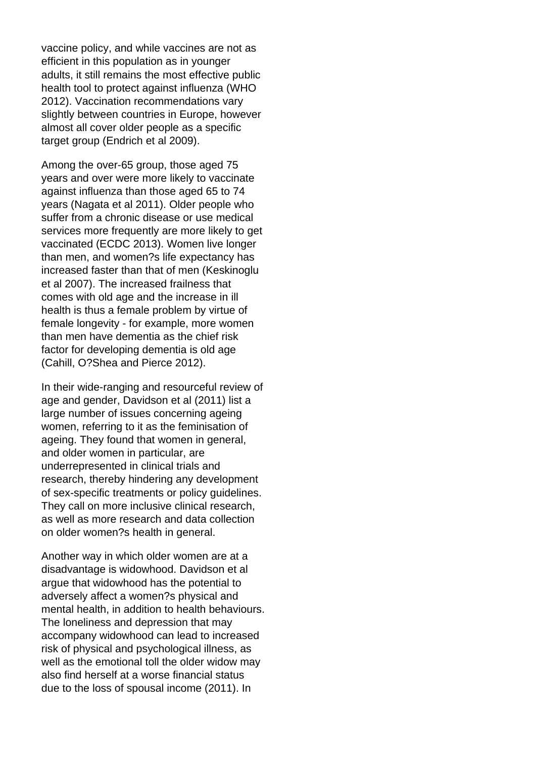vaccine policy, and while vaccines are not as efficient in this population as in younger adults, it still remains the most effective public health tool to protect against influenza (WHO 2012). Vaccination recommendations vary slightly between countries in Europe, however almost all cover older people as a specific target group (Endrich et al 2009).

Among the over-65 group, those aged 75 years and over were more likely to vaccinate against influenza than those aged 65 to 74 years (Nagata et al 2011). Older people who suffer from a chronic disease or use medical services more frequently are more likely to get vaccinated (ECDC 2013). Women live longer than men, and women?s life expectancy has increased faster than that of men (Keskinoglu et al 2007). The increased frailness that comes with old age and the increase in ill health is thus a female problem by virtue of female longevity - for example, more women than men have dementia as the chief risk factor for developing dementia is old age (Cahill, O?Shea and Pierce 2012).

In their wide-ranging and resourceful review of age and gender, Davidson et al (2011) list a large number of issues concerning ageing women, referring to it as the feminisation of ageing. They found that women in general, and older women in particular, are underrepresented in clinical trials and research, thereby hindering any development of sex-specific treatments or policy guidelines. They call on more inclusive clinical research, as well as more research and data collection on older women?s health in general.

Another way in which older women are at a disadvantage is widowhood. Davidson et al argue that widowhood has the potential to adversely affect a women?s physical and mental health, in addition to health behaviours. The loneliness and depression that may accompany widowhood can lead to increased risk of physical and psychological illness, as well as the emotional toll the older widow may also find herself at a worse financial status due to the loss of spousal income (2011). In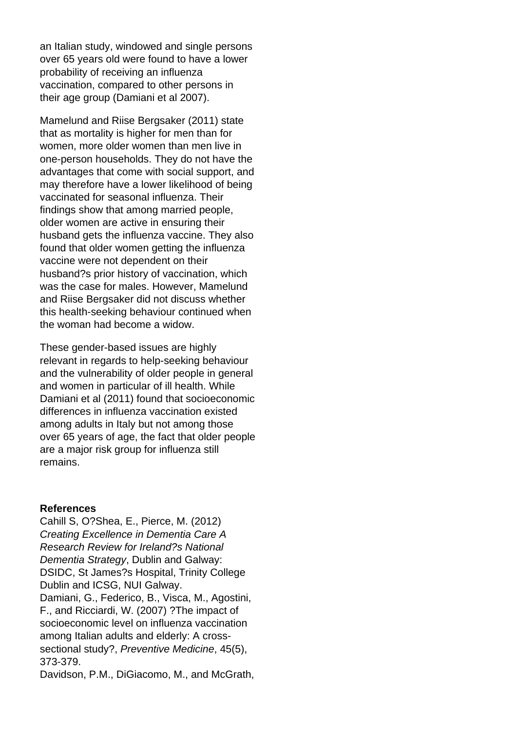an Italian study, windowed and single persons over 65 years old were found to have a lower probability of receiving an influenza vaccination, compared to other persons in their age group (Damiani et al 2007).

Mamelund and Riise Bergsaker (2011) state that as mortality is higher for men than for women, more older women than men live in one-person households. They do not have the advantages that come with social support, and may therefore have a lower likelihood of being vaccinated for seasonal influenza. Their findings show that among married people, older women are active in ensuring their husband gets the influenza vaccine. They also found that older women getting the influenza vaccine were not dependent on their husband?s prior history of vaccination, which was the case for males. However, Mamelund and Riise Bergsaker did not discuss whether this health-seeking behaviour continued when the woman had become a widow.

These gender-based issues are highly relevant in regards to help-seeking behaviour and the vulnerability of older people in general and women in particular of ill health. While Damiani et al (2011) found that socioeconomic differences in influenza vaccination existed among adults in Italy but not among those over 65 years of age, the fact that older people are a major risk group for influenza still remains.

**References**

Cahill S, O?Shea, E., Pierce, M. (2012) *Creating Excellence in Dementia Care A Research Review for Ireland?s National Dementia Strategy*, Dublin and Galway: DSIDC, St James?s Hospital, Trinity College Dublin and ICSG, NUI Galway.

Damiani, G., Federico, B., Visca, M., Agostini, F., and Ricciardi, W. (2007) ?The impact of socioeconomic level on influenza vaccination among Italian adults and elderly: A cross-sectional study?, *Preventive Medicine*, 45(5), 373-379.

Davidson, P.M., DiGiacomo, M., and McGrath,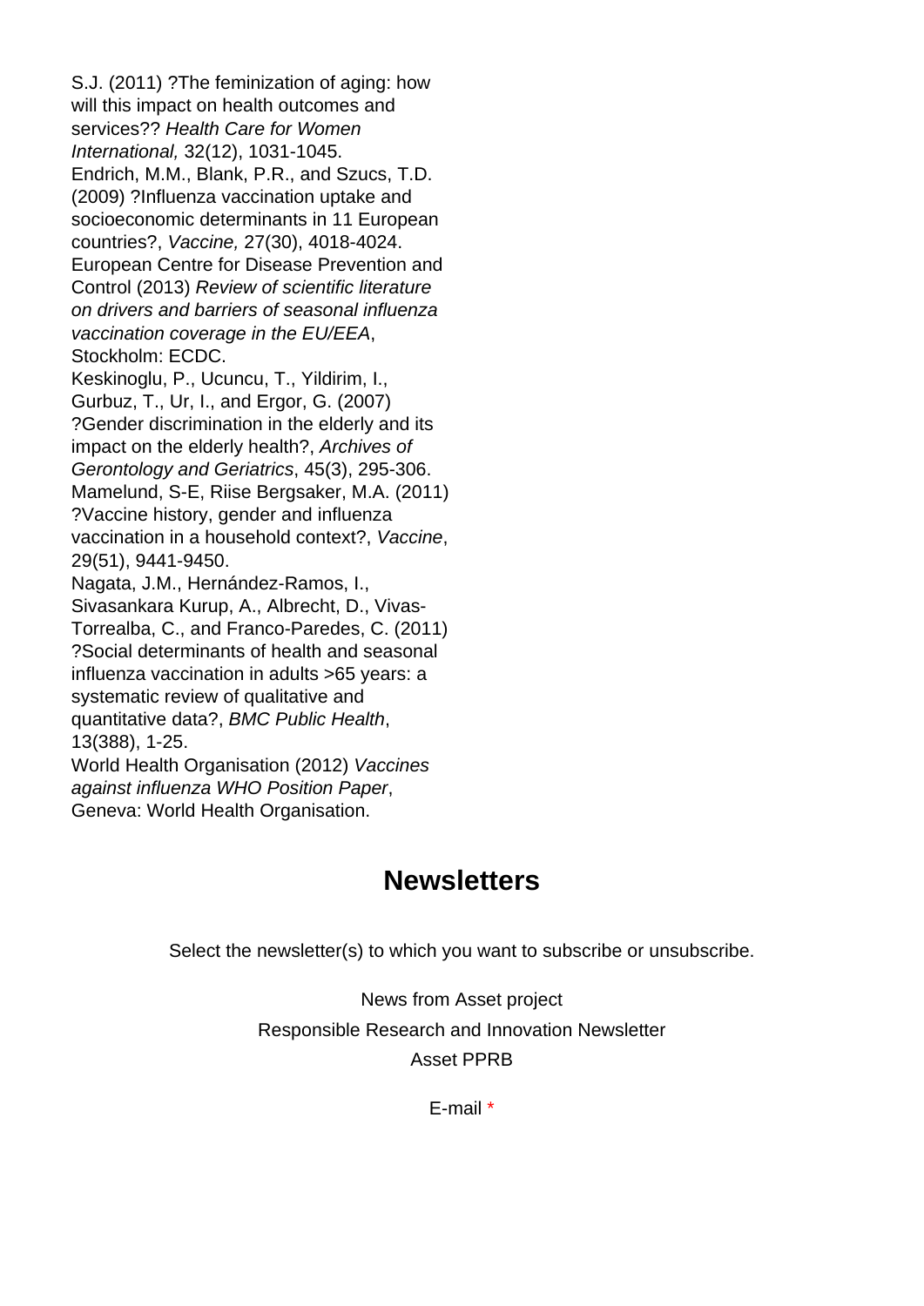S.J. (2011) ?The feminization of aging: how will this impact on health outcomes and services?? *Health Care for Women International,* 32(12), 1031-1045.

Endrich, M.M., Blank, P.R., and Szucs, T.D. (2009) ?Influenza vaccination uptake and socioeconomic determinants in 11 European countries?, *Vaccine,* 27(30), 4018-4024.

European Centre for Disease Prevention and Control (2013) *Review of scientific literature on drivers and barriers of seasonal influenza vaccination coverage in the EU/EEA*, Stockholm: ECDC.

Keskinoglu, P., Ucuncu, T., Yildirim, I., Gurbuz, T., Ur, I., and Ergor, G. (2007) ?Gender discrimination in the elderly and its impact on the elderly health?, *Archives of Gerontology and Geriatrics*, 45(3), 295-306.

Mamelund, S-E, Riise Bergsaker, M.A. (2011) ?Vaccine history, gender and influenza vaccination in a household context?, *Vaccine*, 29(51), 9441-9450.

Nagata, J.M., Hernández-Ramos, I., Sivasankara Kurup, A., Albrecht, D., Vivas-Torrealba, C., and Franco-Paredes, C. (2011) ?Social determinants of health and seasonal influenza vaccination in adults >65 years: a systematic review of qualitative and quantitative data?, *BMC Public Health*, 13(388), 1-25.

World Health Organisation (2012) *Vaccines against influenza WHO Position Paper*, Geneva: World Health Organisation.

## Newsletters

Select the newsletter(s) to which you want to subscribe or unsubscribe.

News from Asset project

Responsible Research and Innovation Newsletter

Asset PPRB

E-mail *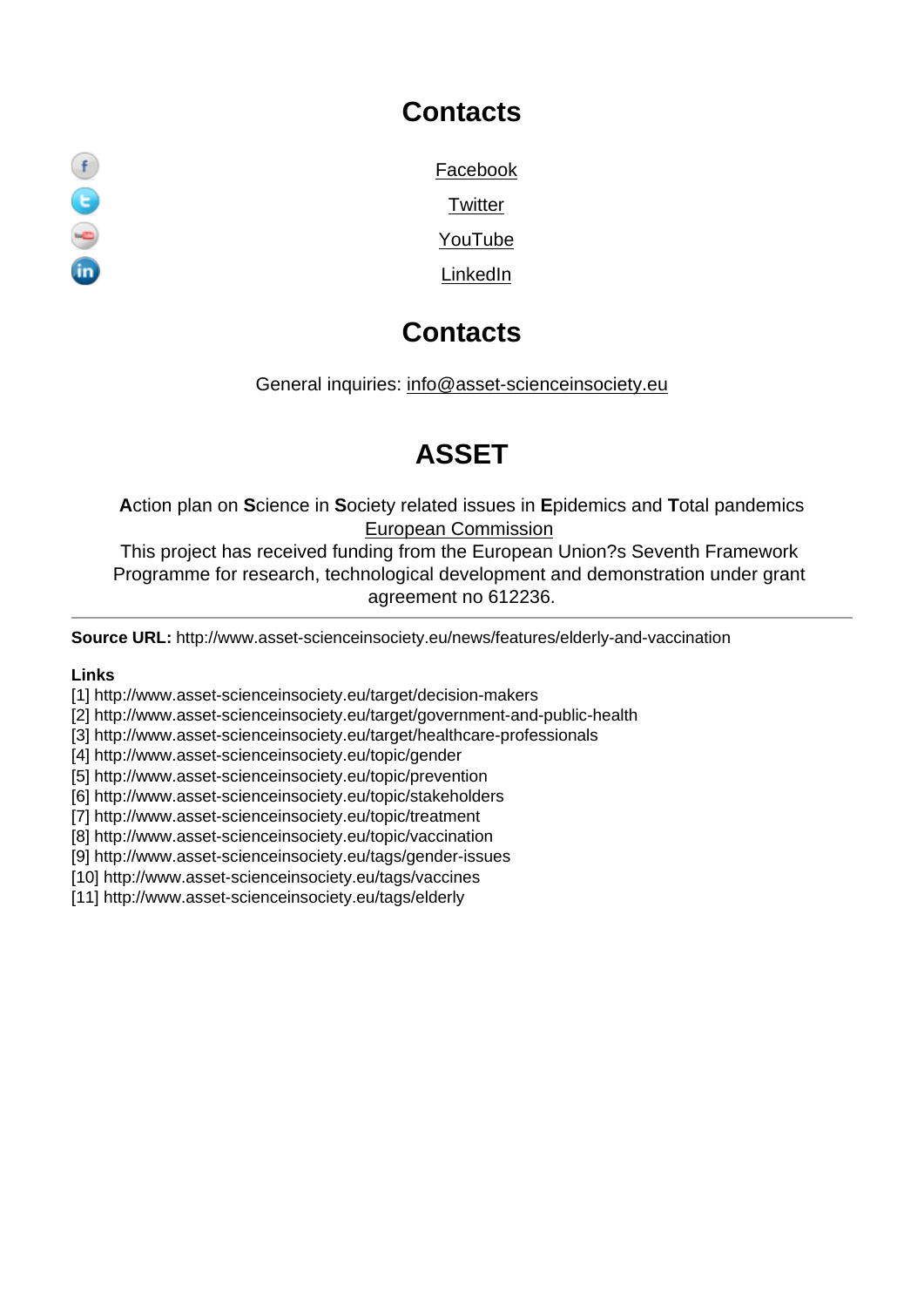## Contacts

[Facebook]

[Twitter]

[YouTube]

[LinkedIn]

## Contacts

General inquiries: info@asset-scienceinsociety.eu

## ASSET

**A**ction plan on **S**cience in **S**ociety related issues in **E**pidemics and **T**otal pandemics
European Commission
This project has received funding from the European Union?s Seventh Framework Programme for research, technological development and demonstration under grant agreement no 612236.

---

**Source URL:** http://www.asset-scienceinsociety.eu/news/features/elderly-and-vaccination

**Links**
[1] http://www.asset-scienceinsociety.eu/target/decision-makers
[2] http://www.asset-scienceinsociety.eu/target/government-and-public-health
[3] http://www.asset-scienceinsociety.eu/target/healthcare-professionals
[4] http://www.asset-scienceinsociety.eu/topic/gender
[5] http://www.asset-scienceinsociety.eu/topic/prevention
[6] http://www.asset-scienceinsociety.eu/topic/stakeholders
[7] http://www.asset-scienceinsociety.eu/topic/treatment
[8] http://www.asset-scienceinsociety.eu/topic/vaccination
[9] http://www.asset-scienceinsociety.eu/tags/gender-issues
[10] http://www.asset-scienceinsociety.eu/tags/vaccines
[11] http://www.asset-scienceinsociety.eu/tags/elderly